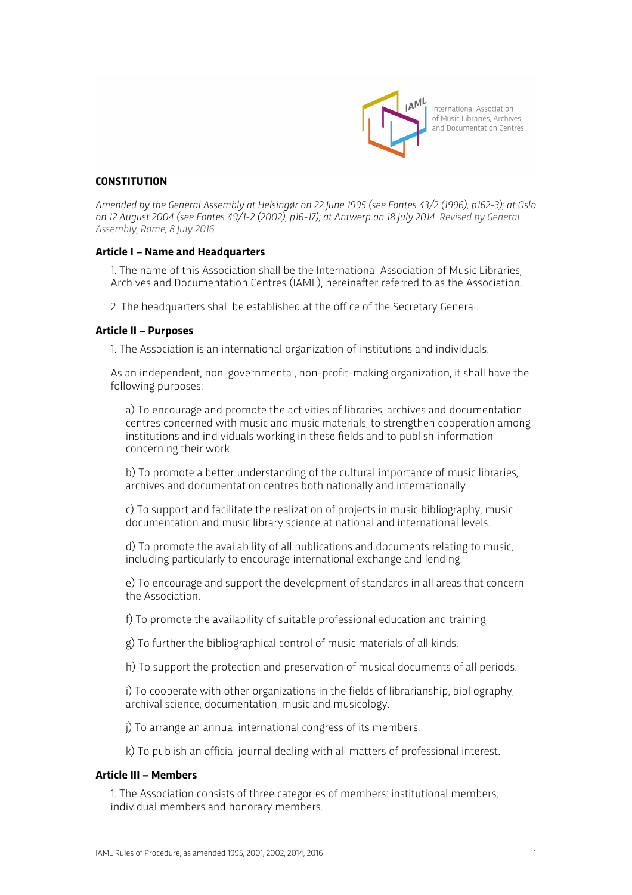International Association of Music Libraries, Archives and Documentation Centres

## CONSTITUTION

*Amended by the General Assembly at Helsingør on 22 June 1995 (see Fontes 43/2 (1996), p162-3); at Oslo on 12 August 2004 (see Fontes 49/1-2 (2002), p16-17); at Antwerp on 18 July 2014. Revised by General Assembly, Rome, 8 July 2016.*

### Article I – Name and Headquarters

1. The name of this Association shall be the International Association of Music Libraries, Archives and Documentation Centres (IAML), hereinafter referred to as the Association.

2. The headquarters shall be established at the office of the Secretary General.

### Article II – Purposes

1. The Association is an international organization of institutions and individuals.

As an independent, non-governmental, non-profit-making organization, it shall have the following purposes:

a) To encourage and promote the activities of libraries, archives and documentation centres concerned with music and music materials, to strengthen cooperation among institutions and individuals working in these fields and to publish information concerning their work.

b) To promote a better understanding of the cultural importance of music libraries, archives and documentation centres both nationally and internationally

c) To support and facilitate the realization of projects in music bibliography, music documentation and music library science at national and international levels.

d) To promote the availability of all publications and documents relating to music, including particularly to encourage international exchange and lending.

e) To encourage and support the development of standards in all areas that concern the Association.

f) To promote the availability of suitable professional education and training

g) To further the bibliographical control of music materials of all kinds.

h) To support the protection and preservation of musical documents of all periods.

i) To cooperate with other organizations in the fields of librarianship, bibliography, archival science, documentation, music and musicology.

j) To arrange an annual international congress of its members.

k) To publish an official journal dealing with all matters of professional interest.

### Article III – Members

1. The Association consists of three categories of members: institutional members, individual members and honorary members.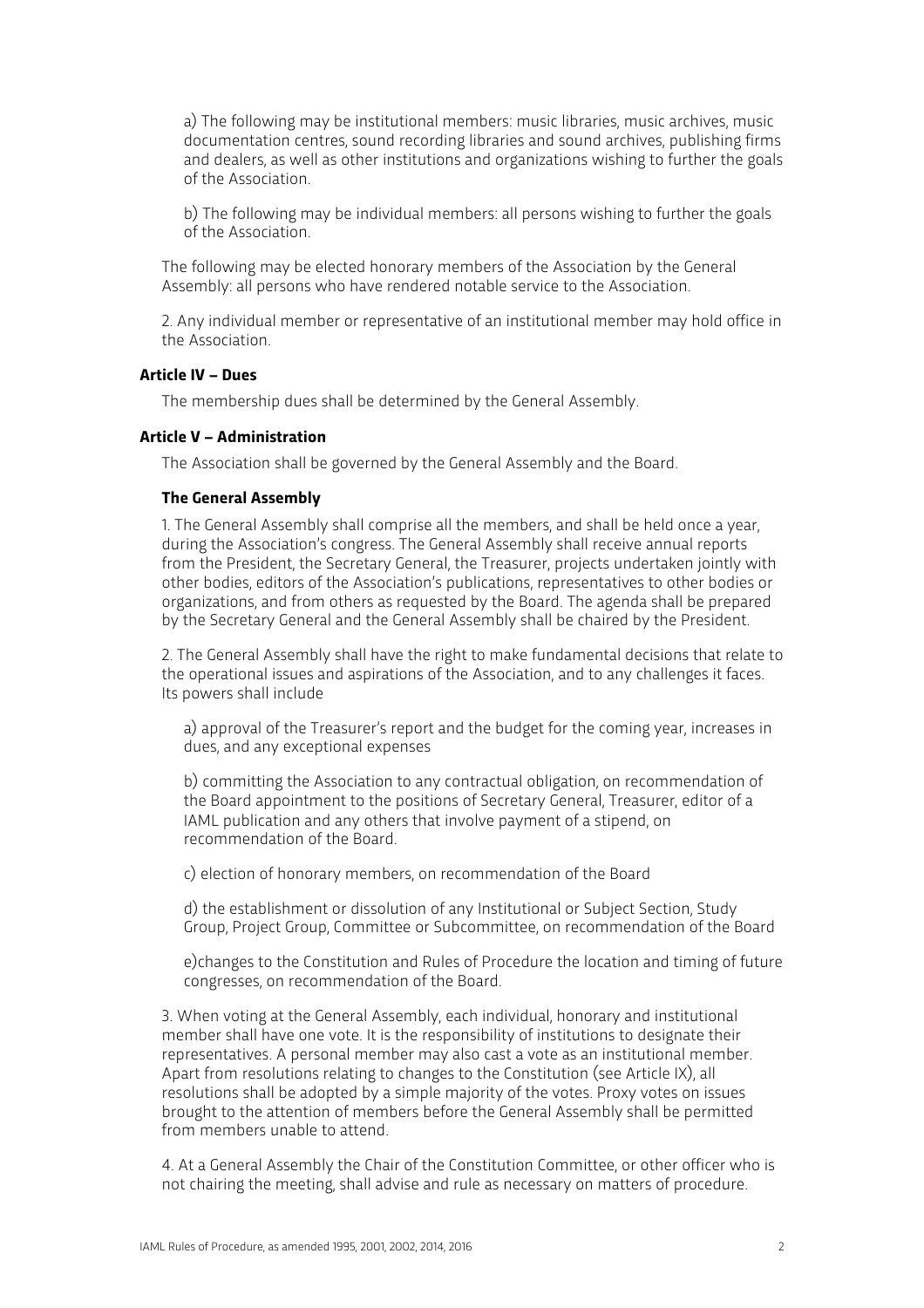a) The following may be institutional members: music libraries, music archives, music documentation centres, sound recording libraries and sound archives, publishing firms and dealers, as well as other institutions and organizations wishing to further the goals of the Association.

b) The following may be individual members: all persons wishing to further the goals of the Association.

The following may be elected honorary members of the Association by the General Assembly: all persons who have rendered notable service to the Association.

2. Any individual member or representative of an institutional member may hold office in the Association.

#### Article IV – Dues

The membership dues shall be determined by the General Assembly.

#### Article V – Administration

The Association shall be governed by the General Assembly and the Board.

#### The General Assembly

1. The General Assembly shall comprise all the members, and shall be held once a year, during the Association's congress. The General Assembly shall receive annual reports from the President, the Secretary General, the Treasurer, projects undertaken jointly with other bodies, editors of the Association's publications, representatives to other bodies or organizations, and from others as requested by the Board. The agenda shall be prepared by the Secretary General and the General Assembly shall be chaired by the President.

2. The General Assembly shall have the right to make fundamental decisions that relate to the operational issues and aspirations of the Association, and to any challenges it faces. Its powers shall include

a) approval of the Treasurer's report and the budget for the coming year, increases in dues, and any exceptional expenses

b) committing the Association to any contractual obligation, on recommendation of the Board appointment to the positions of Secretary General, Treasurer, editor of a IAML publication and any others that involve payment of a stipend, on recommendation of the Board.

c) election of honorary members, on recommendation of the Board

d) the establishment or dissolution of any Institutional or Subject Section, Study Group, Project Group, Committee or Subcommittee, on recommendation of the Board

e)changes to the Constitution and Rules of Procedure the location and timing of future congresses, on recommendation of the Board.

3. When voting at the General Assembly, each individual, honorary and institutional member shall have one vote. It is the responsibility of institutions to designate their representatives. A personal member may also cast a vote as an institutional member. Apart from resolutions relating to changes to the Constitution (see Article IX), all resolutions shall be adopted by a simple majority of the votes. Proxy votes on issues brought to the attention of members before the General Assembly shall be permitted from members unable to attend.

4. At a General Assembly the Chair of the Constitution Committee, or other officer who is not chairing the meeting, shall advise and rule as necessary on matters of procedure.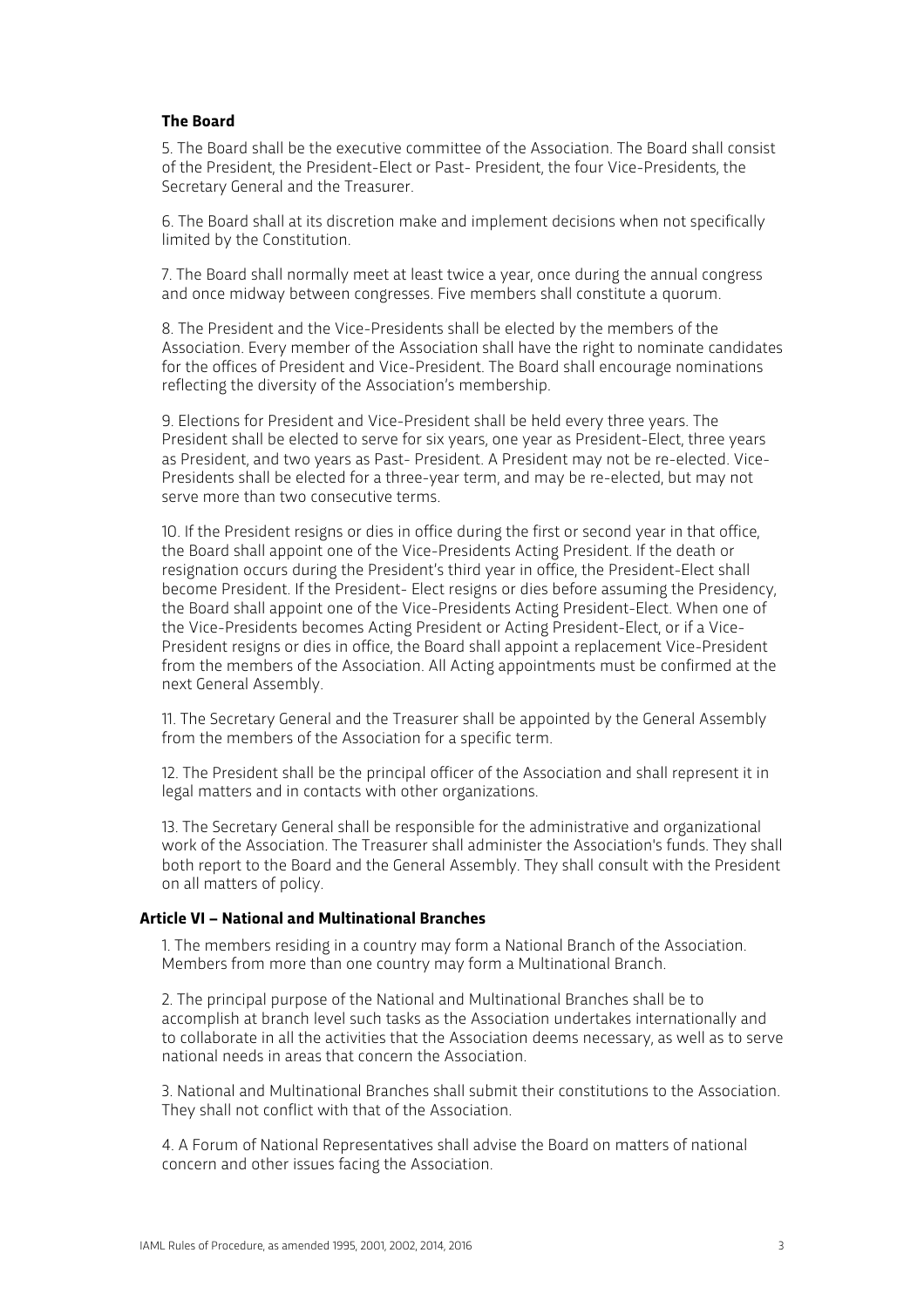### The Board

5. The Board shall be the executive committee of the Association. The Board shall consist of the President, the President-Elect or Past- President, the four Vice-Presidents, the Secretary General and the Treasurer.

6. The Board shall at its discretion make and implement decisions when not specifically limited by the Constitution.

7. The Board shall normally meet at least twice a year, once during the annual congress and once midway between congresses. Five members shall constitute a quorum.

8. The President and the Vice-Presidents shall be elected by the members of the Association. Every member of the Association shall have the right to nominate candidates for the offices of President and Vice-President. The Board shall encourage nominations reflecting the diversity of the Association's membership.

9. Elections for President and Vice-President shall be held every three years. The President shall be elected to serve for six years, one year as President-Elect, three years as President, and two years as Past- President. A President may not be re-elected. Vice-Presidents shall be elected for a three-year term, and may be re-elected, but may not serve more than two consecutive terms.

10. If the President resigns or dies in office during the first or second year in that office, the Board shall appoint one of the Vice-Presidents Acting President. If the death or resignation occurs during the President's third year in office, the President-Elect shall become President. If the President- Elect resigns or dies before assuming the Presidency, the Board shall appoint one of the Vice-Presidents Acting President-Elect. When one of the Vice-Presidents becomes Acting President or Acting President-Elect, or if a Vice-President resigns or dies in office, the Board shall appoint a replacement Vice-President from the members of the Association. All Acting appointments must be confirmed at the next General Assembly.

11. The Secretary General and the Treasurer shall be appointed by the General Assembly from the members of the Association for a specific term.

12. The President shall be the principal officer of the Association and shall represent it in legal matters and in contacts with other organizations.

13. The Secretary General shall be responsible for the administrative and organizational work of the Association. The Treasurer shall administer the Association's funds. They shall both report to the Board and the General Assembly. They shall consult with the President on all matters of policy.

## Article VI – National and Multinational Branches

1. The members residing in a country may form a National Branch of the Association. Members from more than one country may form a Multinational Branch.

2. The principal purpose of the National and Multinational Branches shall be to accomplish at branch level such tasks as the Association undertakes internationally and to collaborate in all the activities that the Association deems necessary, as well as to serve national needs in areas that concern the Association.

3. National and Multinational Branches shall submit their constitutions to the Association. They shall not conflict with that of the Association.

4. A Forum of National Representatives shall advise the Board on matters of national concern and other issues facing the Association.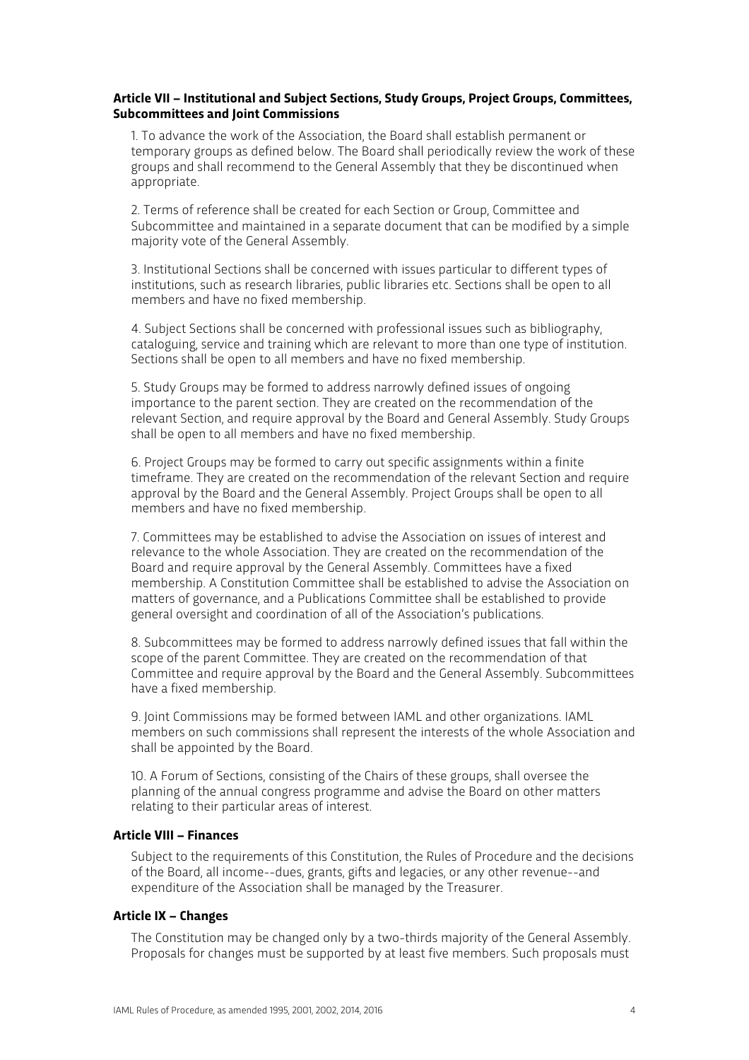**Article VII – Institutional and Subject Sections, Study Groups, Project Groups, Committees, Subcommittees and Joint Commissions**

1. To advance the work of the Association, the Board shall establish permanent or temporary groups as defined below. The Board shall periodically review the work of these groups and shall recommend to the General Assembly that they be discontinued when appropriate.

2. Terms of reference shall be created for each Section or Group, Committee and Subcommittee and maintained in a separate document that can be modified by a simple majority vote of the General Assembly.

3. Institutional Sections shall be concerned with issues particular to different types of institutions, such as research libraries, public libraries etc. Sections shall be open to all members and have no fixed membership.

4. Subject Sections shall be concerned with professional issues such as bibliography, cataloguing, service and training which are relevant to more than one type of institution. Sections shall be open to all members and have no fixed membership.

5. Study Groups may be formed to address narrowly defined issues of ongoing importance to the parent section. They are created on the recommendation of the relevant Section, and require approval by the Board and General Assembly. Study Groups shall be open to all members and have no fixed membership.

6. Project Groups may be formed to carry out specific assignments within a finite timeframe. They are created on the recommendation of the relevant Section and require approval by the Board and the General Assembly. Project Groups shall be open to all members and have no fixed membership.

7. Committees may be established to advise the Association on issues of interest and relevance to the whole Association. They are created on the recommendation of the Board and require approval by the General Assembly. Committees have a fixed membership. A Constitution Committee shall be established to advise the Association on matters of governance, and a Publications Committee shall be established to provide general oversight and coordination of all of the Association's publications.

8. Subcommittees may be formed to address narrowly defined issues that fall within the scope of the parent Committee. They are created on the recommendation of that Committee and require approval by the Board and the General Assembly. Subcommittees have a fixed membership.

9. Joint Commissions may be formed between IAML and other organizations. IAML members on such commissions shall represent the interests of the whole Association and shall be appointed by the Board.

10. A Forum of Sections, consisting of the Chairs of these groups, shall oversee the planning of the annual congress programme and advise the Board on other matters relating to their particular areas of interest.

**Article VIII – Finances**

Subject to the requirements of this Constitution, the Rules of Procedure and the decisions of the Board, all income--dues, grants, gifts and legacies, or any other revenue--and expenditure of the Association shall be managed by the Treasurer.

**Article IX – Changes**

The Constitution may be changed only by a two-thirds majority of the General Assembly. Proposals for changes must be supported by at least five members. Such proposals must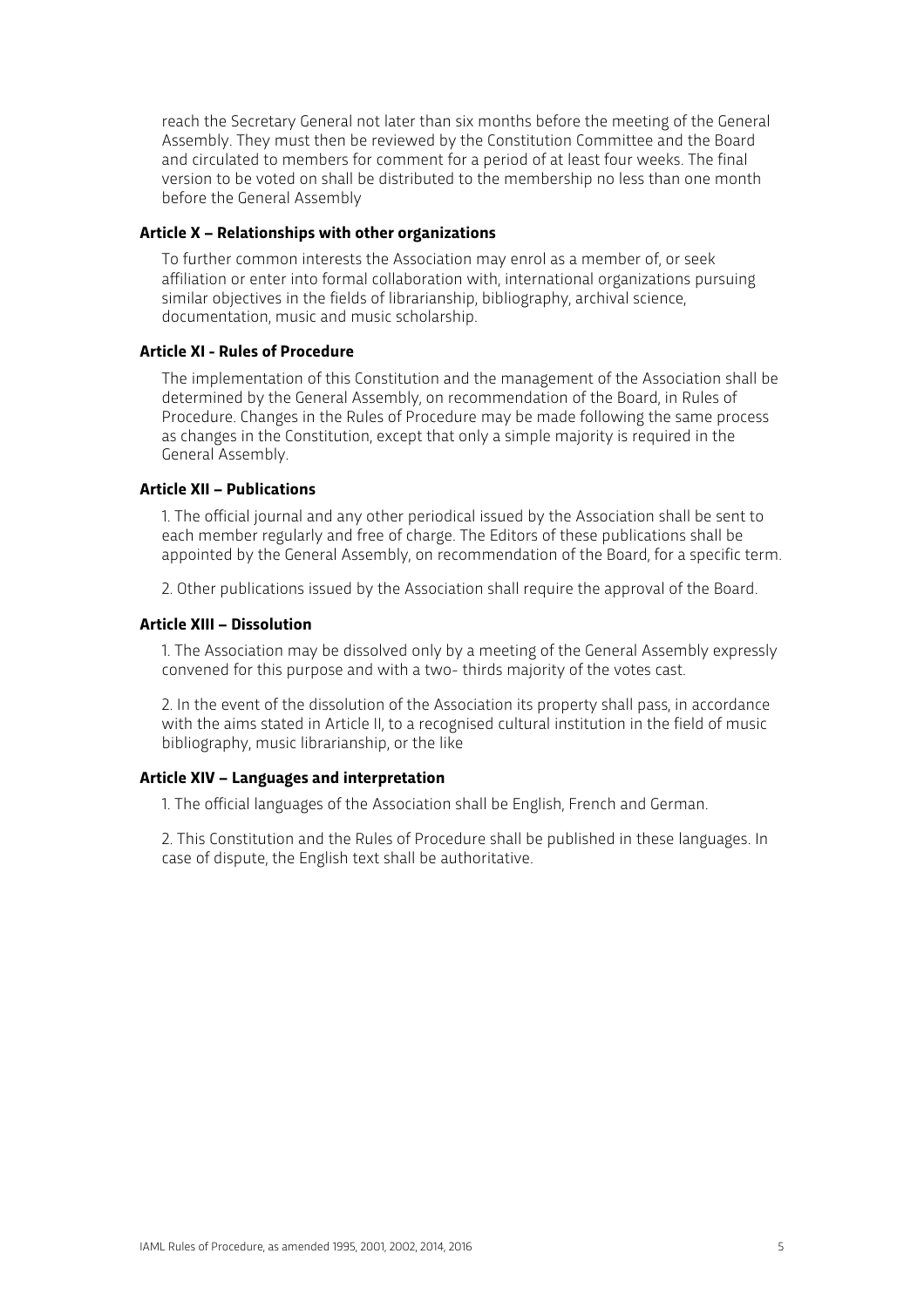reach the Secretary General not later than six months before the meeting of the General Assembly. They must then be reviewed by the Constitution Committee and the Board and circulated to members for comment for a period of at least four weeks. The final version to be voted on shall be distributed to the membership no less than one month before the General Assembly

**Article X – Relationships with other organizations**

To further common interests the Association may enrol as a member of, or seek affiliation or enter into formal collaboration with, international organizations pursuing similar objectives in the fields of librarianship, bibliography, archival science, documentation, music and music scholarship.

**Article XI - Rules of Procedure**

The implementation of this Constitution and the management of the Association shall be determined by the General Assembly, on recommendation of the Board, in Rules of Procedure. Changes in the Rules of Procedure may be made following the same process as changes in the Constitution, except that only a simple majority is required in the General Assembly.

**Article XII – Publications**

1. The official journal and any other periodical issued by the Association shall be sent to each member regularly and free of charge. The Editors of these publications shall be appointed by the General Assembly, on recommendation of the Board, for a specific term.

2. Other publications issued by the Association shall require the approval of the Board.

**Article XIII – Dissolution**

1. The Association may be dissolved only by a meeting of the General Assembly expressly convened for this purpose and with a two- thirds majority of the votes cast.

2. In the event of the dissolution of the Association its property shall pass, in accordance with the aims stated in Article II, to a recognised cultural institution in the field of music bibliography, music librarianship, or the like

**Article XIV – Languages and interpretation**

1. The official languages of the Association shall be English, French and German.

2. This Constitution and the Rules of Procedure shall be published in these languages. In case of dispute, the English text shall be authoritative.